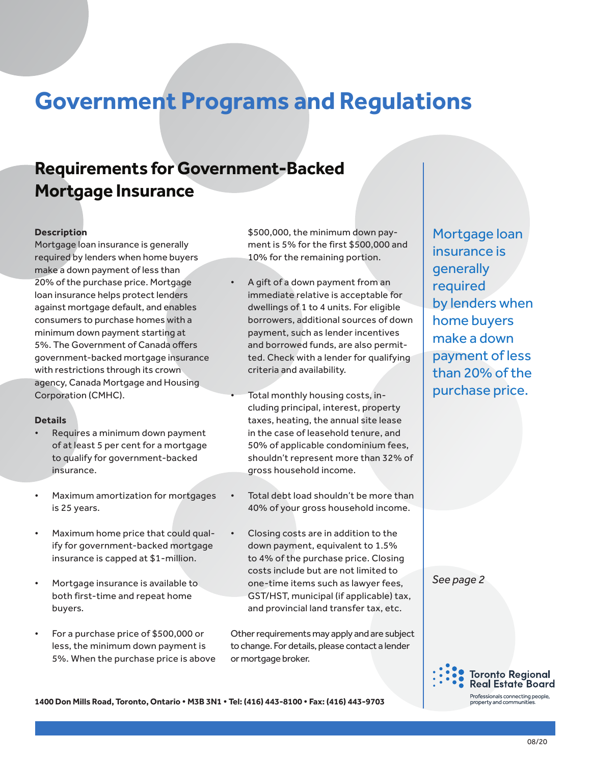# Government Programs and Regulations

## Requirements for Government-Backed Mortgage Insurance

**Description**

Mortgage loan insurance is generally required by lenders when home buyers make a down payment of less than 20% of the purchase price. Mortgage loan insurance helps protect lenders against mortgage default, and enables consumers to purchase homes with a minimum down payment starting at 5%. The Government of Canada offers government-backed mortgage insurance with restrictions through its crown agency, Canada Mortgage and Housing Corporation (CMHC).

**Details**

- Requires a minimum down payment of at least 5 per cent for a mortgage to qualify for government-backed insurance.
- Maximum amortization for mortgages is 25 years.
- Maximum home price that could qualify for government-backed mortgage insurance is capped at $1-million.
- Mortgage insurance is available to both first-time and repeat home buyers.
- For a purchase price of $500,000 or less, the minimum down payment is 5%. When the purchase price is above $500,000, the minimum down payment is 5% for the first $500,000 and 10% for the remaining portion.
- A gift of a down payment from an immediate relative is acceptable for dwellings of 1 to 4 units. For eligible borrowers, additional sources of down payment, such as lender incentives and borrowed funds, are also permitted. Check with a lender for qualifying criteria and availability.
- Total monthly housing costs, including principal, interest, property taxes, heating, the annual site lease in the case of leasehold tenure, and 50% of applicable condominium fees, shouldn't represent more than 32% of gross household income.
- Total debt load shouldn't be more than 40% of your gross household income.
- Closing costs are in addition to the down payment, equivalent to 1.5% to 4% of the purchase price. Closing costs include but are not limited to one-time items such as lawyer fees, GST/HST, municipal (if applicable) tax, and provincial land transfer tax, etc.

Other requirements may apply and are subject to change. For details, please contact a lender or mortgage broker.

Mortgage loan insurance is generally required by lenders when home buyers make a down payment of less than 20% of the purchase price.

*See page 2*

Toronto Regional Real Estate Board

Professionals connecting people, property and communities.

**1400 Don Mills Road, Toronto, Ontario • M3B 3N1 • Tel: (416) 443-8100 • Fax: (416) 443-9703**

08/20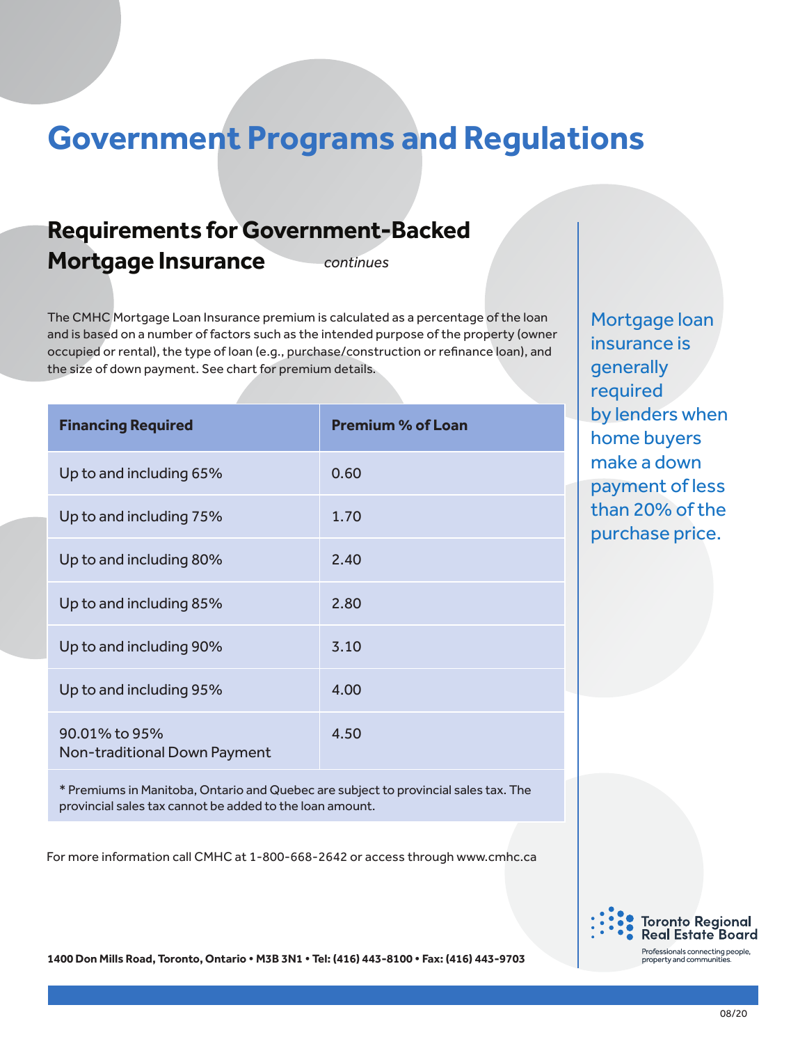# Government Programs and Regulations

## Requirements for Government-Backed Mortgage Insurance *continues*

The CMHC Mortgage Loan Insurance premium is calculated as a percentage of the loan and is based on a number of factors such as the intended purpose of the property (owner occupied or rental), the type of loan (e.g., purchase/construction or refinance loan), and the size of down payment. See chart for premium details.

| Financing Required | Premium % of Loan |
| --- | --- |
| Up to and including 65% | 0.60 |
| Up to and including 75% | 1.70 |
| Up to and including 80% | 2.40 |
| Up to and including 85% | 2.80 |
| Up to and including 90% | 3.10 |
| Up to and including 95% | 4.00 |
| 90.01% to 95% Non-traditional Down Payment | 4.50 |

* Premiums in Manitoba, Ontario and Quebec are subject to provincial sales tax. The provincial sales tax cannot be added to the loan amount.

For more information call CMHC at 1-800-668-2642 or access through www.cmhc.ca

Mortgage loan insurance is generally required by lenders when home buyers make a down payment of less than 20% of the purchase price.

Toronto Regional Real Estate Board

Professionals connecting people, property and communities.

**1400 Don Mills Road, Toronto, Ontario • M3B 3N1 • Tel: (416) 443-8100 • Fax: (416) 443-9703**

08/20